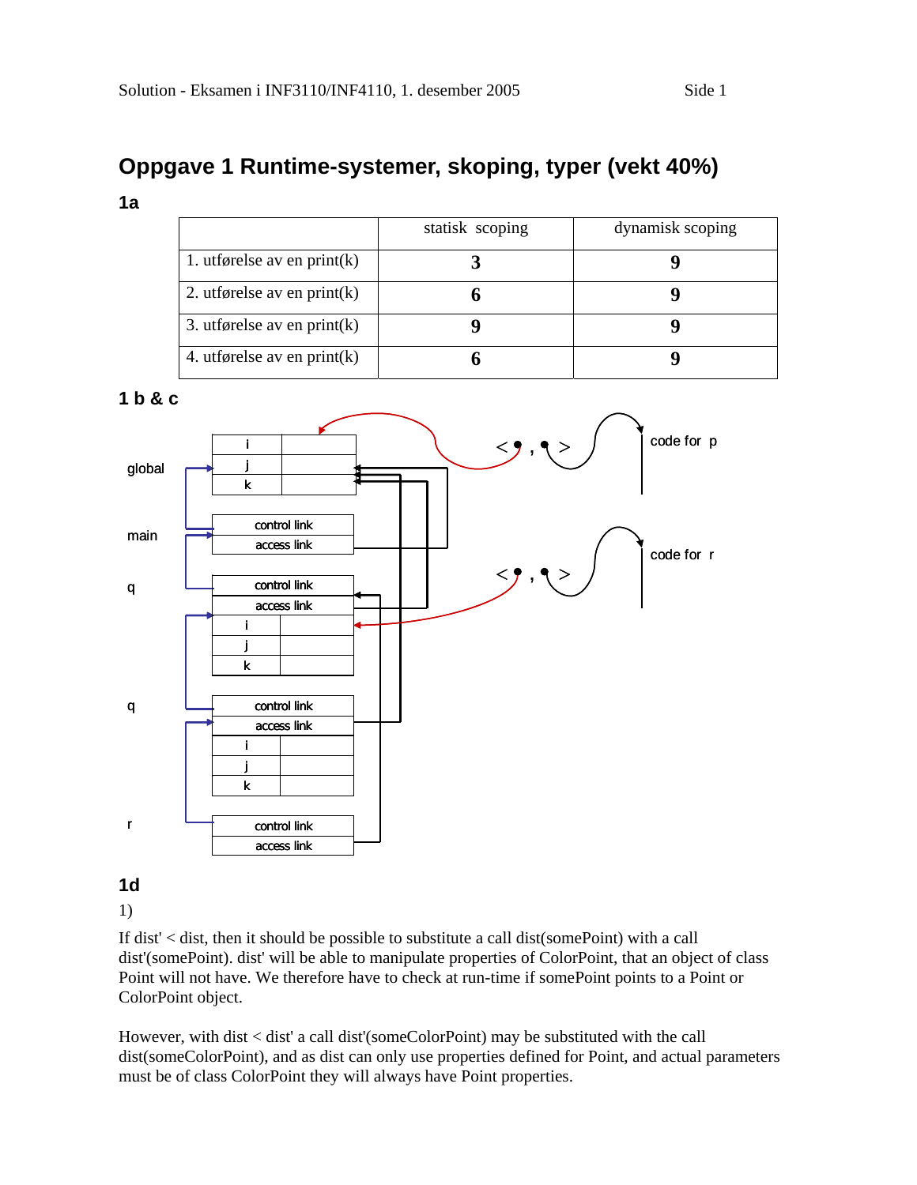# Oppgave 1 Runtime-systemer, skoping, typer (vekt 40%)

## 1a

| | statisk scoping | dynamisk scoping |
|---|---|---|
| 1. utførelse av en print(k) | **3** | **9** |
| 2. utførelse av en print(k) | **6** | **9** |
| 3. utførelse av en print(k) | **9** | **9** |
| 4. utførelse av en print(k) | **6** | **9** |

## 1 b & c

global

| i | |
|---|---|
| j | |
| k | |

main

| control link |
|---|
| access link |

q

| control link | |
|---|---|
| access link | |
| i | |
| j | |
| k | |

q

| control link | |
|---|---|
| access link | |
| i | |
| j | |
| k | |

r

| control link |
|---|
| access link |

< • , • > code for p

< • , • > code for r

## 1d

1)

If dist' < dist, then it should be possible to substitute a call dist(somePoint) with a call dist'(somePoint). dist' will be able to manipulate properties of ColorPoint, that an object of class Point will not have. We therefore have to check at run-time if somePoint points to a Point or ColorPoint object.

However, with dist < dist' a call dist'(someColorPoint) may be substituted with the call dist(someColorPoint), and as dist can only use properties defined for Point, and actual parameters must be of class ColorPoint they will always have Point properties.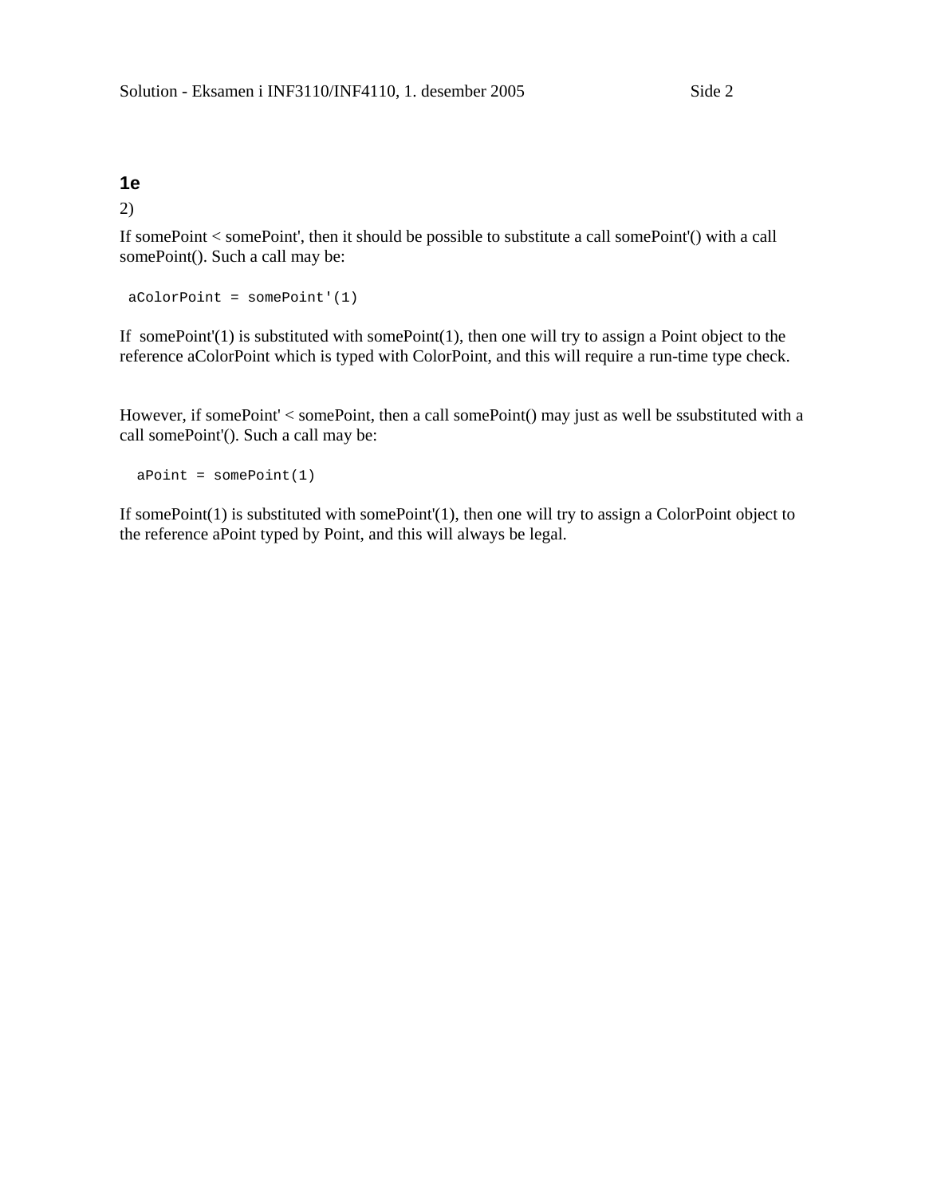## 1e

2)

If somePoint < somePoint', then it should be possible to substitute a call somePoint'() with a call somePoint(). Such a call may be:

```
aColorPoint = somePoint'(1)
```

If somePoint'(1) is substituted with somePoint(1), then one will try to assign a Point object to the reference aColorPoint which is typed with ColorPoint, and this will require a run-time type check.

However, if somePoint' < somePoint, then a call somePoint() may just as well be ssubstituted with a call somePoint'(). Such a call may be:

```
aPoint = somePoint(1)
```

If somePoint(1) is substituted with somePoint'(1), then one will try to assign a ColorPoint object to the reference aPoint typed by Point, and this will always be legal.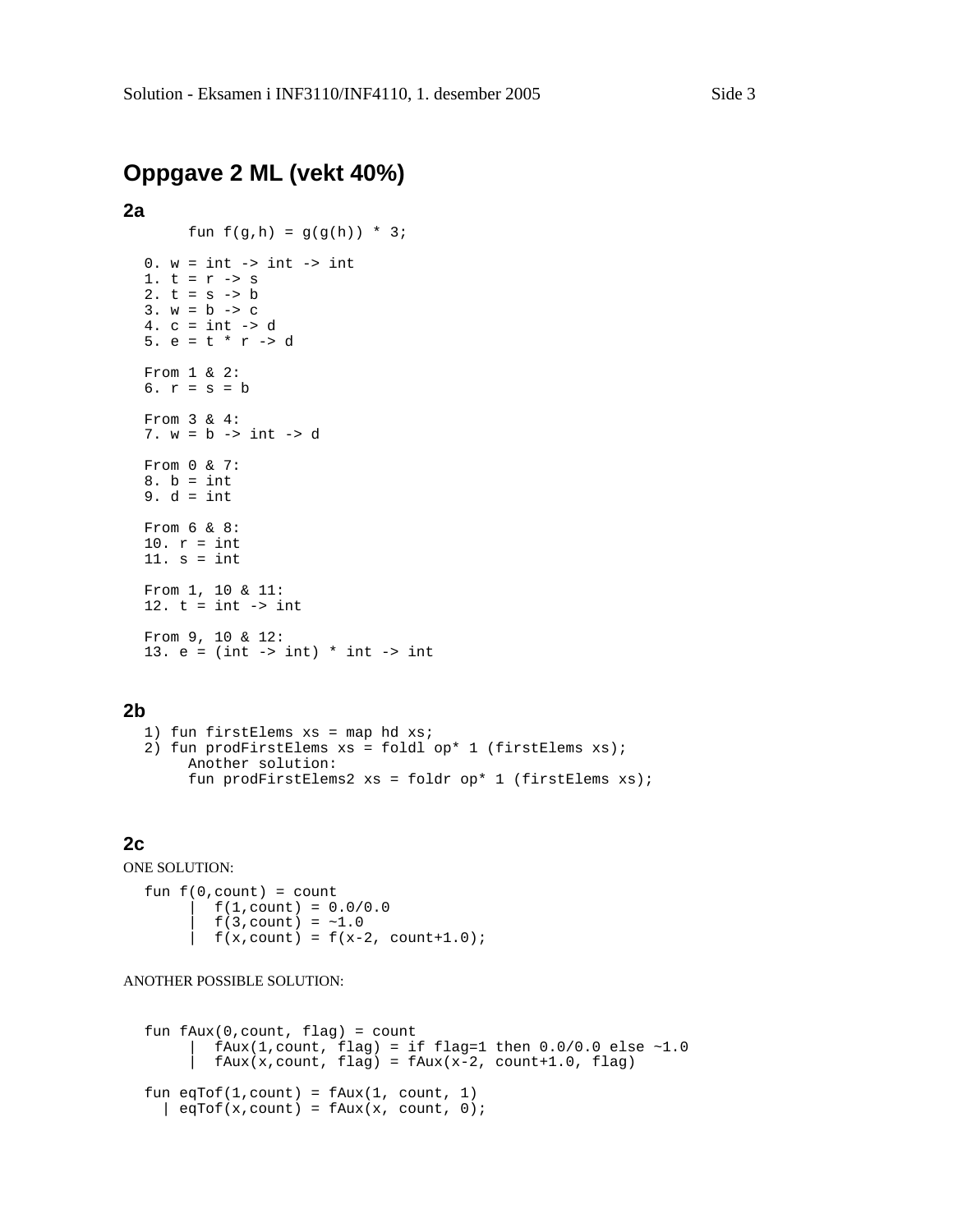## Oppgave 2 ML (vekt 40%)

### 2a

```
    fun f(g,h) = g(g(h)) * 3;

0. w = int -> int -> int
1. t = r -> s
2. t = s -> b
3. w = b -> c
4. c = int -> d
5. e = t * r -> d

From 1 & 2:
6. r = s = b

From 3 & 4:
7. w = b -> int -> d

From 0 & 7:
8. b = int
9. d = int

From 6 & 8:
10. r = int
11. s = int

From 1, 10 & 11:
12. t = int -> int

From 9, 10 & 12:
13. e = (int -> int) * int -> int
```

### 2b

```
1) fun firstElems xs = map hd xs;
2) fun prodFirstElems xs = foldl op* 1 (firstElems xs);
     Another solution:
     fun prodFirstElems2 xs = foldr op* 1 (firstElems xs);
```

### 2c

ONE SOLUTION:

```
fun f(0,count) = count
    |  f(1,count) = 0.0/0.0
    |  f(3,count) = ~1.0
    |  f(x,count) = f(x-2, count+1.0);
```

ANOTHER POSSIBLE SOLUTION:

```
fun fAux(0,count, flag) = count
    |  fAux(1,count, flag) = if flag=1 then 0.0/0.0 else ~1.0
    |  fAux(x,count, flag) = fAux(x-2, count+1.0, flag)

fun eqTof(1,count) = fAux(1, count, 1)
  | eqTof(x,count) = fAux(x, count, 0);
```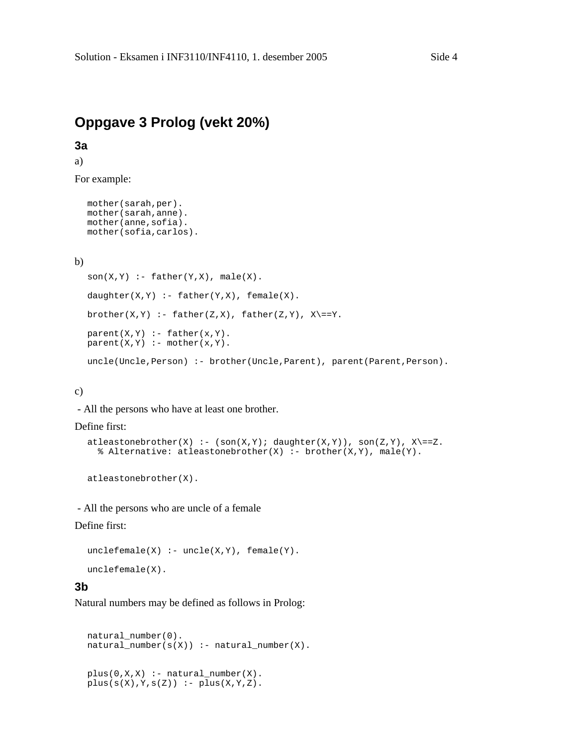## Oppgave 3 Prolog (vekt 20%)

### 3a

a)

For example:

```
mother(sarah,per).
mother(sarah,anne).
mother(anne,sofia).
mother(sofia,carlos).
```

b)

```
son(X,Y) :- father(Y,X), male(X).

daughter(X,Y) :- father(Y,X), female(X).

brother(X,Y) :- father(Z,X), father(Z,Y), X\==Y.

parent(X,Y) :- father(x,Y).
parent(X,Y) :- mother(x,Y).

uncle(Uncle,Person) :- brother(Uncle,Parent), parent(Parent,Person).
```

c)

- All the persons who have at least one brother.

Define first:

```
atleastonebrother(X) :- (son(X,Y); daughter(X,Y)), son(Z,Y), X\==Z.
  % Alternative: atleastonebrother(X) :- brother(X,Y), male(Y).

atleastonebrother(X).
```

- All the persons who are uncle of a female

Define first:

```
unclefemale(X) :- uncle(X,Y), female(Y).

unclefemale(X).
```

### 3b

Natural numbers may be defined as follows in Prolog:

```
natural_number(0).
natural_number(s(X)) :- natural_number(X).

plus(0,X,X) :- natural_number(X).
plus(s(X),Y,s(Z)) :- plus(X,Y,Z).
```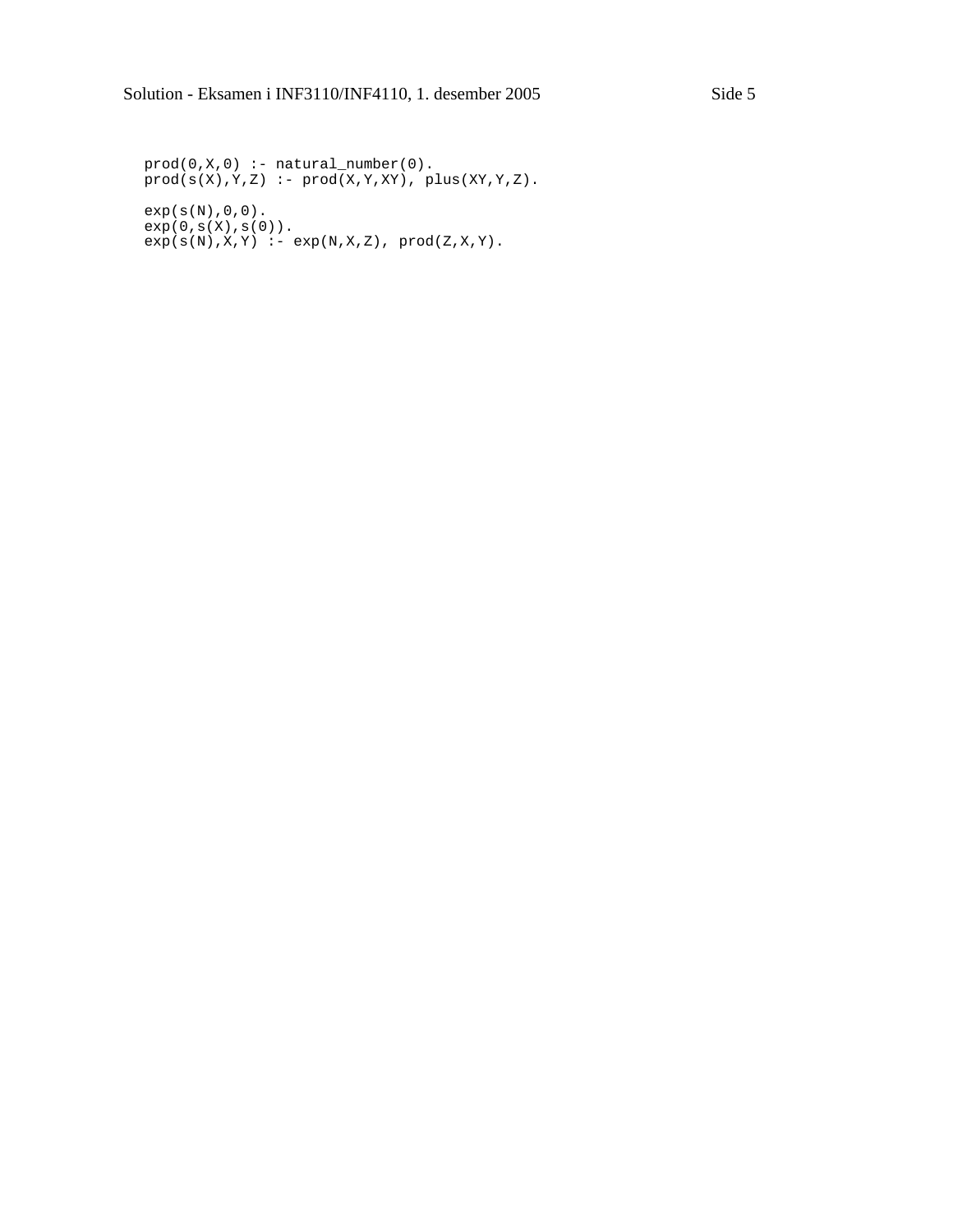```
prod(0,X,0) :- natural_number(0).
prod(s(X),Y,Z) :- prod(X,Y,XY), plus(XY,Y,Z).

exp(s(N),0,0).
exp(0,s(X),s(0)).
exp(s(N),X,Y) :- exp(N,X,Z), prod(Z,X,Y).
```